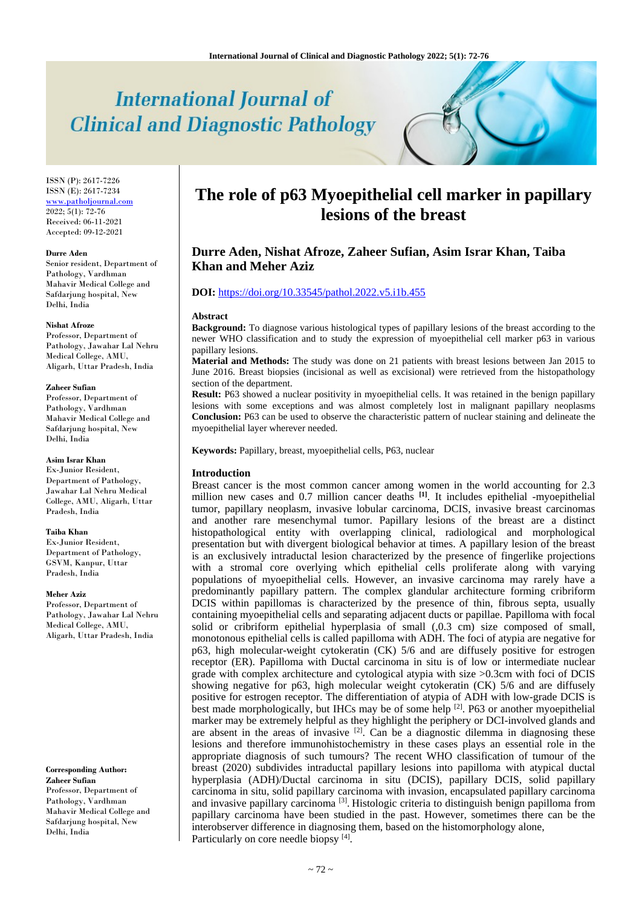# International Journal of Clinical and Diagnostic Pathology

ISSN (P): 2617-7226
ISSN (E): 2617-7234
www.patholjournal.com
2022; 5(1): 72-76
Received: 06-11-2021
Accepted: 09-12-2021

**Durre Aden**
Senior resident, Department of Pathology, Vardhman Mahavir Medical College and Safdarjung hospital, New Delhi, India

**Nishat Afroze**
Professor, Department of Pathology, Jawahar Lal Nehru Medical College, AMU, Aligarh, Uttar Pradesh, India

**Zaheer Sufian**
Professor, Department of Pathology, Vardhman Mahavir Medical College and Safdarjung hospital, New Delhi, India

**Asim Israr Khan**
Ex-Junior Resident, Department of Pathology, Jawahar Lal Nehru Medical College, AMU, Aligarh, Uttar Pradesh, India

**Taiba Khan**
Ex-Junior Resident, Department of Pathology, GSVM, Kanpur, Uttar Pradesh, India

**Meher Aziz**
Professor, Department of Pathology, Jawahar Lal Nehru Medical College, AMU, Aligarh, Uttar Pradesh, India

**Corresponding Author:**
**Zaheer Sufian**
Professor, Department of Pathology, Vardhman Mahavir Medical College and Safdarjung hospital, New Delhi, India

# The role of p63 Myoepithelial cell marker in papillary lesions of the breast

**Durre Aden, Nishat Afroze, Zaheer Sufian, Asim Israr Khan, Taiba Khan and Meher Aziz**

**DOI:** https://doi.org/10.33545/pathol.2022.v5.i1b.455

## Abstract

**Background:** To diagnose various histological types of papillary lesions of the breast according to the newer WHO classification and to study the expression of myoepithelial cell marker p63 in various papillary lesions.

**Material and Methods:** The study was done on 21 patients with breast lesions between Jan 2015 to June 2016. Breast biopsies (incisional as well as excisional) were retrieved from the histopathology section of the department.

**Result:** P63 showed a nuclear positivity in myoepithelial cells. It was retained in the benign papillary lesions with some exceptions and was almost completely lost in malignant papillary neoplasms

**Conclusion:** P63 can be used to observe the characteristic pattern of nuclear staining and delineate the myoepithelial layer wherever needed.

**Keywords:** Papillary, breast, myoepithelial cells, P63, nuclear

## Introduction

Breast cancer is the most common cancer among women in the world accounting for 2.3 million new cases and 0.7 million cancer deaths [1]. It includes epithelial -myoepithelial tumor, papillary neoplasm, invasive lobular carcinoma, DCIS, invasive breast carcinomas and another rare mesenchymal tumor. Papillary lesions of the breast are a distinct histopathological entity with overlapping clinical, radiological and morphological presentation but with divergent biological behavior at times. A papillary lesion of the breast is an exclusively intraductal lesion characterized by the presence of fingerlike projections with a stromal core overlying which epithelial cells proliferate along with varying populations of myoepithelial cells. However, an invasive carcinoma may rarely have a predominantly papillary pattern. The complex glandular architecture forming cribriform DCIS within papillomas is characterized by the presence of thin, fibrous septa, usually containing myoepithelial cells and separating adjacent ducts or papillae. Papilloma with focal solid or cribriform epithelial hyperplasia of small (,0.3 cm) size composed of small, monotonous epithelial cells is called papilloma with ADH. The foci of atypia are negative for p63, high molecular-weight cytokeratin (CK) 5/6 and are diffusely positive for estrogen receptor (ER). Papilloma with Ductal carcinoma in situ is of low or intermediate nuclear grade with complex architecture and cytological atypia with size >0.3cm with foci of DCIS showing negative for p63, high molecular weight cytokeratin (CK) 5/6 and are diffusely positive for estrogen receptor. The differentiation of atypia of ADH with low-grade DCIS is best made morphologically, but IHCs may be of some help [2]. P63 or another myoepithelial marker may be extremely helpful as they highlight the periphery or DCI-involved glands and are absent in the areas of invasive [2]. Can be a diagnostic dilemma in diagnosing these lesions and therefore immunohistochemistry in these cases plays an essential role in the appropriate diagnosis of such tumours? The recent WHO classification of tumour of the breast (2020) subdivides intraductal papillary lesions into papilloma with atypical ductal hyperplasia (ADH)/Ductal carcinoma in situ (DCIS), papillary DCIS, solid papillary carcinoma in situ, solid papillary carcinoma with invasion, encapsulated papillary carcinoma and invasive papillary carcinoma [3]. Histologic criteria to distinguish benign papilloma from papillary carcinoma have been studied in the past. However, sometimes there can be the interobserver difference in diagnosing them, based on the histomorphology alone,

Particularly on core needle biopsy [4].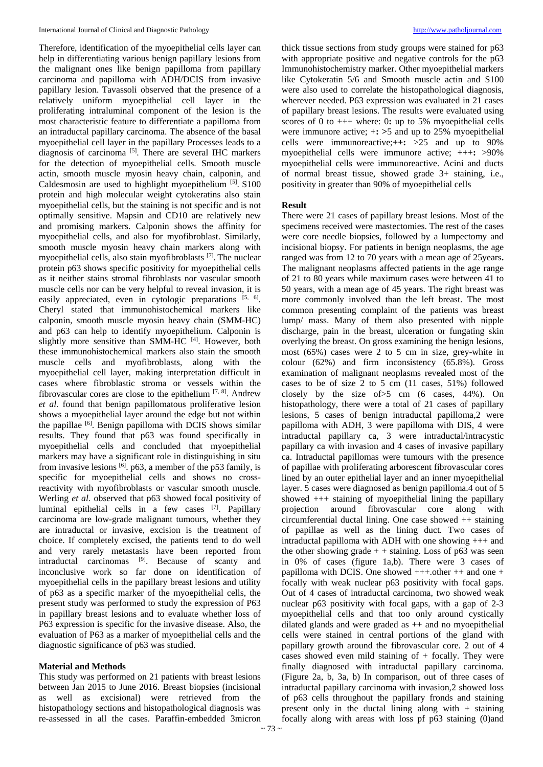Therefore, identification of the myoepithelial cells layer can help in differentiating various benign papillary lesions from the malignant ones like benign papilloma from papillary carcinoma and papilloma with ADH/DCIS from invasive papillary lesion. Tavassoli observed that the presence of a relatively uniform myoepithelial cell layer in the proliferating intraluminal component of the lesion is the most characteristic feature to differentiate a papilloma from an intraductal papillary carcinoma. The absence of the basal myoepithelial cell layer in the papillary Processes leads to a diagnosis of carcinoma [5]. There are several IHC markers for the detection of myoepithelial cells. Smooth muscle actin, smooth muscle myosin heavy chain, calponin, and Caldesmosin are used to highlight myoepithelium [5]. S100 protein and high molecular weight cytokeratins also stain myoepithelial cells, but the staining is not specific and is not optimally sensitive. Mapsin and CD10 are relatively new and promising markers. Calponin shows the affinity for myoepithelial cells, and also for myofibroblast. Similarly, smooth muscle myosin heavy chain markers along with myoepithelial cells, also stain myofibroblasts [7]. The nuclear protein p63 shows specific positivity for myoepithelial cells as it neither stains stromal fibroblasts nor vascular smooth muscle cells nor can be very helpful to reveal invasion, it is easily appreciated, even in cytologic preparations [5, 6]. Cheryl stated that immunohistochemical markers like calponin, smooth muscle myosin heavy chain (SMM-HC) and p63 can help to identify myoepithelium. Calponin is slightly more sensitive than SMM-HC [4]. However, both these immunohistochemical markers also stain the smooth muscle cells and myofibroblasts, along with the myoepithelial cell layer, making interpretation difficult in cases where fibroblastic stroma or vessels within the fibrovascular cores are close to the epithelium [7, 8]. Andrew *et al.* found that benign papillomatous proliferative lesion shows a myoepithelial layer around the edge but not within the papillae [6]. Benign papilloma with DCIS shows similar results. They found that p63 was found specifically in myoepithelial cells and concluded that myoepithelial markers may have a significant role in distinguishing in situ from invasive lesions [6]. p63, a member of the p53 family, is specific for myoepithelial cells and shows no cross-reactivity with myofibroblasts or vascular smooth muscle. Werling *et al.* observed that p63 showed focal positivity of luminal epithelial cells in a few cases [7]. Papillary carcinoma are low-grade malignant tumours, whether they are intraductal or invasive, excision is the treatment of choice. If completely excised, the patients tend to do well and very rarely metastasis have been reported from intraductal carcinomas [9]. Because of scanty and inconclusive work so far done on identification of myoepithelial cells in the papillary breast lesions and utility of p63 as a specific marker of the myoepithelial cells, the present study was performed to study the expression of P63 in papillary breast lesions and to evaluate whether loss of P63 expression is specific for the invasive disease. Also, the evaluation of P63 as a marker of myoepithelial cells and the diagnostic significance of p63 was studied.

## Material and Methods

This study was performed on 21 patients with breast lesions between Jan 2015 to June 2016. Breast biopsies (incisional as well as excisional) were retrieved from the histopathology sections and histopathological diagnosis was re-assessed in all the cases. Paraffin-embedded 3micron thick tissue sections from study groups were stained for p63 with appropriate positive and negative controls for the p63 Immunohistochemistry marker. Other myoepithelial markers like Cytokeratin 5/6 and Smooth muscle actin and S100 were also used to correlate the histopathological diagnosis, wherever needed. P63 expression was evaluated in 21 cases of papillary breast lesions. The results were evaluated using scores of 0 to +++ where: 0**:** up to 5% myoepithelial cells were immunore active; +**:** >5 and up to 25% myoepithelial cells were immunoreactive;**++:** >25 and up to 90% myoepithelial cells were immunore active; **+++:** >90% myoepithelial cells were immunoreactive. Acini and ducts of normal breast tissue, showed grade 3+ staining, i.e., positivity in greater than 90% of myoepithelial cells

## Result

There were 21 cases of papillary breast lesions. Most of the specimens received were mastectomies. The rest of the cases were core needle biopsies, followed by a lumpectomy and incisional biopsy. For patients in benign neoplasms, the age ranged was from 12 to 70 years with a mean age of 25years**.** The malignant neoplasms affected patients in the age range of 21 to 80 years while maximum cases were between 41 to 50 years, with a mean age of 45 years. The right breast was more commonly involved than the left breast. The most common presenting complaint of the patients was breast lump/ mass. Many of them also presented with nipple discharge, pain in the breast, ulceration or fungating skin overlying the breast. On gross examining the benign lesions, most (65%) cases were 2 to 5 cm in size, grey-white in colour (62%) and firm inconsistency (65.8%). Gross examination of malignant neoplasms revealed most of the cases to be of size 2 to 5 cm (11 cases, 51%) followed closely by the size of>5 cm (6 cases, 44%). On histopathology, there were a total of 21 cases of papillary lesions, 5 cases of benign intraductal papilloma,2 were papilloma with ADH, 3 were papilloma with DIS, 4 were intraductal papillary ca, 3 were intraductal/intracystic papillary ca with invasion and 4 cases of invasive papillary ca. Intraductal papillomas were tumours with the presence of papillae with proliferating arborescent fibrovascular cores lined by an outer epithelial layer and an inner myoepithelial layer. 5 cases were diagnosed as benign papilloma.4 out of 5 showed +++ staining of myoepithelial lining the papillary projection around fibrovascular core along with circumferential ductal lining. One case showed ++ staining of papillae as well as the lining duct. Two cases of intraductal papilloma with ADH with one showing +++ and the other showing grade + + staining. Loss of p63 was seen in 0% of cases (figure 1a,b). There were 3 cases of papilloma with DCIS. One showed +++.other ++ and one + focally with weak nuclear p63 positivity with focal gaps. Out of 4 cases of intraductal carcinoma, two showed weak nuclear p63 positivity with focal gaps, with a gap of 2-3 myoepithelial cells and that too only around cystically dilated glands and were graded as ++ and no myoepithelial cells were stained in central portions of the gland with papillary growth around the fibrovascular core. 2 out of 4 cases showed even mild staining of + focally. They were finally diagnosed with intraductal papillary carcinoma. (Figure 2a, b, 3a, b) In comparison, out of three cases of intraductal papillary carcinoma with invasion,2 showed loss of p63 cells throughout the papillary fronds and staining present only in the ductal lining along with + staining focally along with areas with loss pf p63 staining (0)and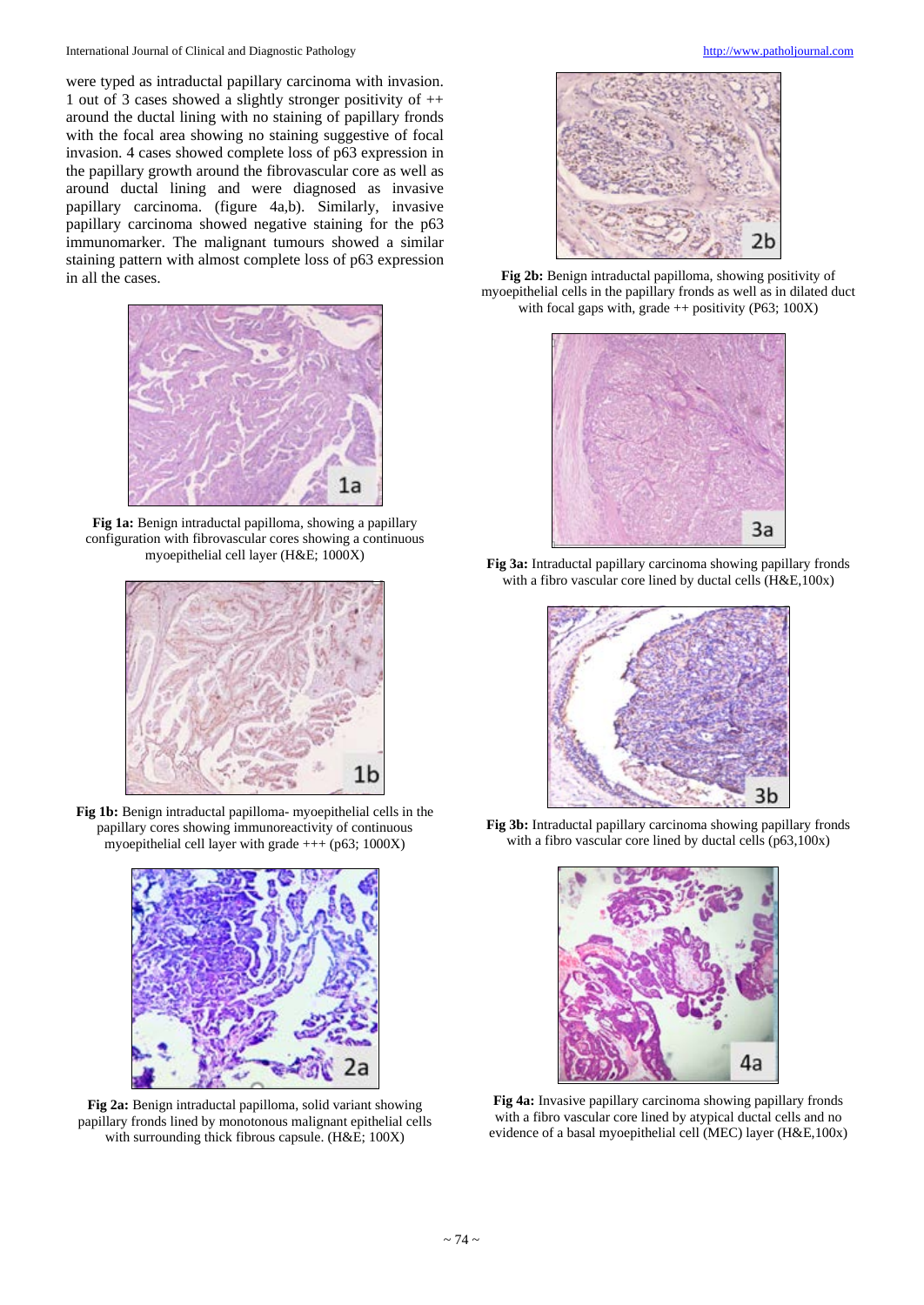were typed as intraductal papillary carcinoma with invasion. 1 out of 3 cases showed a slightly stronger positivity of ++ around the ductal lining with no staining of papillary fronds with the focal area showing no staining suggestive of focal invasion. 4 cases showed complete loss of p63 expression in the papillary growth around the fibrovascular core as well as around ductal lining and were diagnosed as invasive papillary carcinoma. (figure 4a,b). Similarly, invasive papillary carcinoma showed negative staining for the p63 immunomarker. The malignant tumours showed a similar staining pattern with almost complete loss of p63 expression in all the cases.

**Fig 1a:** Benign intraductal papilloma, showing a papillary configuration with fibrovascular cores showing a continuous myoepithelial cell layer (H&E; 1000X)

**Fig 1b:** Benign intraductal papilloma- myoepithelial cells in the papillary cores showing immunoreactivity of continuous myoepithelial cell layer with grade +++ (p63; 1000X)

**Fig 2a:** Benign intraductal papilloma, solid variant showing papillary fronds lined by monotonous malignant epithelial cells with surrounding thick fibrous capsule. (H&E; 100X)

**Fig 2b:** Benign intraductal papilloma, showing positivity of myoepithelial cells in the papillary fronds as well as in dilated duct with focal gaps with, grade ++ positivity (P63; 100X)

**Fig 3a:** Intraductal papillary carcinoma showing papillary fronds with a fibro vascular core lined by ductal cells (H&E,100x)

**Fig 3b:** Intraductal papillary carcinoma showing papillary fronds with a fibro vascular core lined by ductal cells (p63,100x)

**Fig 4a:** Invasive papillary carcinoma showing papillary fronds with a fibro vascular core lined by atypical ductal cells and no evidence of a basal myoepithelial cell (MEC) layer (H&E,100x)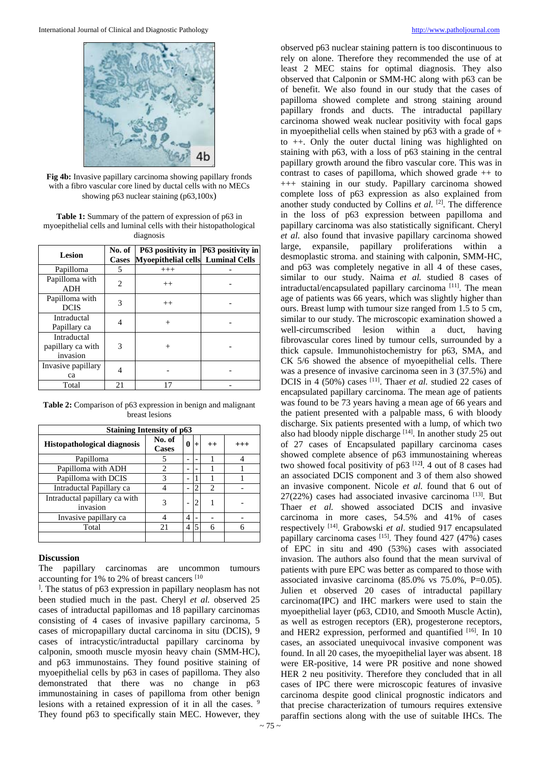**Fig 4b:** Invasive papillary carcinoma showing papillary fronds with a fibro vascular core lined by ductal cells with no MECs showing p63 nuclear staining (p63,100x)

**Table 1:** Summary of the pattern of expression of p63 in myoepithelial cells and luminal cells with their histopathological diagnosis

| Lesion | No. of Cases | P63 positivity in Myoepithelial cells | P63 positivity in Luminal Cells |
|---|---|---|---|
| Papilloma | 5 | +++ | - |
| Papilloma with ADH | 2 | ++ | - |
| Papilloma with DCIS | 3 | ++ | - |
| Intraductal Papillary ca | 4 | + | - |
| Intraductal papillary ca with invasion | 3 | + | - |
| Invasive papillary ca | 4 | - | - |
| Total | 21 | 17 | - |

**Table 2:** Comparison of p63 expression in benign and malignant breast lesions

| Staining Intensity of p63 | | | | | |
|---|---|---|---|---|---|
| **Histopathological diagnosis** | **No. of Cases** | **0** | **+** | **++** | **+++** |
| Papilloma | 5 | - | - | 1 | 4 |
| Papilloma with ADH | 2 | - | - | 1 | 1 |
| Papilloma with DCIS | 3 | - | 1 | 1 | 1 |
| Intraductal Papillary ca | 4 | - | 2 | 2 | - |
| Intraductal papillary ca with invasion | 3 | - | 2 | 1 | - |
| Invasive papillary ca | 4 | 4 | - | - | - |
| Total | 21 | 4 | 5 | 6 | 6 |

## Discussion

The papillary carcinomas are uncommon tumours accounting for 1% to 2% of breast cancers [10]. The status of p63 expression in papillary neoplasm has not been studied much in the past. Cheryl *et al.* observed 25 cases of intraductal papillomas and 18 papillary carcinomas consisting of 4 cases of invasive papillary carcinoma, 5 cases of micropapillary ductal carcinoma in situ (DCIS), 9 cases of intracystic/intraductal papillary carcinoma by calponin, smooth muscle myosin heavy chain (SMM-HC), and p63 immunostains. They found positive staining of myoepithelial cells by p63 in cases of papilloma. They also demonstrated that there was no change in p63 immunostaining in cases of papilloma from other benign lesions with a retained expression of it in all the cases. [9] They found p63 to specifically stain MEC. However, they observed p63 nuclear staining pattern is too discontinuous to rely on alone. Therefore they recommended the use of at least 2 MEC stains for optimal diagnosis. They also observed that Calponin or SMM-HC along with p63 can be of benefit. We also found in our study that the cases of papilloma showed complete and strong staining around papillary fronds and ducts. The intraductal papillary carcinoma showed weak nuclear positivity with focal gaps in myoepithelial cells when stained by p63 with a grade of + to ++. Only the outer ductal lining was highlighted on staining with p63, with a loss of p63 staining in the central papillary growth around the fibro vascular core. This was in contrast to cases of papilloma, which showed grade ++ to +++ staining in our study. Papillary carcinoma showed complete loss of p63 expression as also explained from another study conducted by Collins *et al.* [2]. The difference in the loss of p63 expression between papilloma and papillary carcinoma was also statistically significant. Cheryl *et al.* also found that invasive papillary carcinoma showed large, expansile, papillary proliferations within a desmoplastic stroma. and staining with calponin, SMM-HC, and p63 was completely negative in all 4 of these cases, similar to our study. Naima *et al.* studied 8 cases of intraductal/encapsulated papillary carcinoma [11]. The mean age of patients was 66 years, which was slightly higher than ours. Breast lump with tumour size ranged from 1.5 to 5 cm, similar to our study. The microscopic examination showed a well-circumscribed lesion within a duct, having fibrovascular cores lined by tumour cells, surrounded by a thick capsule. Immunohistochemistry for p63, SMA, and CK 5/6 showed the absence of myoepithelial cells. There was a presence of invasive carcinoma seen in 3 (37.5%) and DCIS in 4 (50%) cases [11]. Thaer *et al.* studied 22 cases of encapsulated papillary carcinoma. The mean age of patients was found to be 73 years having a mean age of 66 years and the patient presented with a palpable mass, 6 with bloody discharge. Six patients presented with a lump, of which two also had bloody nipple discharge [14]. In another study 25 out of 27 cases of Encapsulated papillary carcinoma cases showed complete absence of p63 immunostaining whereas two showed focal positivity of p63 [12]. 4 out of 8 cases had an associated DCIS component and 3 of them also showed an invasive component. Nicole *et al.* found that 6 out of 27(22%) cases had associated invasive carcinoma [13]. But Thaer *et al.* showed associated DCIS and invasive carcinoma in more cases, 54.5% and 41% of cases respectively [14]. Grabowski *et al*. studied 917 encapsulated papillary carcinoma cases [15]. They found 427 (47%) cases of EPC in situ and 490 (53%) cases with associated invasion. The authors also found that the mean survival of patients with pure EPC was better as compared to those with associated invasive carcinoma (85.0% vs 75.0%, P=0.05). Julien et observed 20 cases of intraductal papillary carcinoma(IPC) and IHC markers were used to stain the myoepithelial layer (p63, CD10, and Smooth Muscle Actin), as well as estrogen receptors (ER), progesterone receptors, and HER2 expression, performed and quantified [16]. In 10 cases, an associated unequivocal invasive component was found. In all 20 cases, the myoepithelial layer was absent. 18 were ER-positive, 14 were PR positive and none showed HER 2 neu positivity. Therefore they concluded that in all cases of IPC there were microscopic features of invasive carcinoma despite good clinical prognostic indicators and that precise characterization of tumours requires extensive paraffin sections along with the use of suitable IHCs. The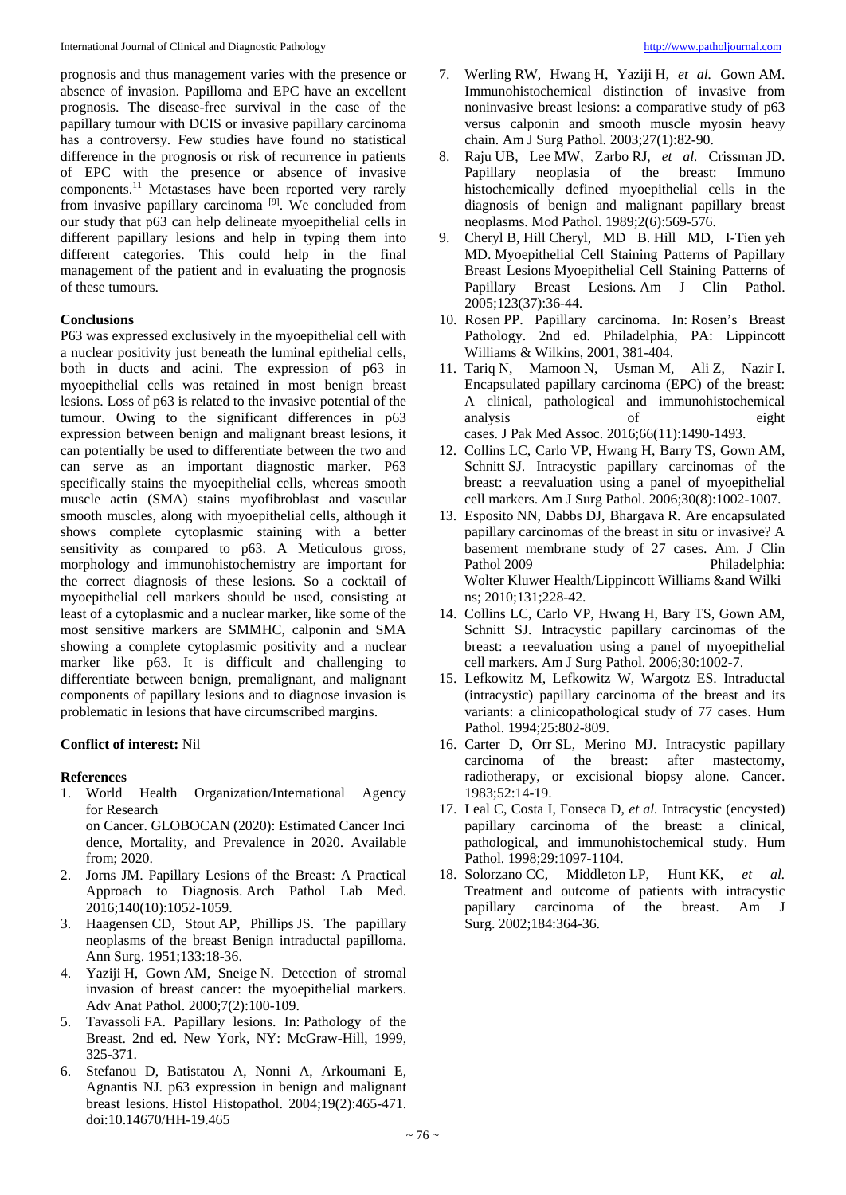prognosis and thus management varies with the presence or absence of invasion. Papilloma and EPC have an excellent prognosis. The disease-free survival in the case of the papillary tumour with DCIS or invasive papillary carcinoma has a controversy. Few studies have found no statistical difference in the prognosis or risk of recurrence in patients of EPC with the presence or absence of invasive components.[11] Metastases have been reported very rarely from invasive papillary carcinoma [9]. We concluded from our study that p63 can help delineate myoepithelial cells in different papillary lesions and help in typing them into different categories. This could help in the final management of the patient and in evaluating the prognosis of these tumours.

## Conclusions

P63 was expressed exclusively in the myoepithelial cell with a nuclear positivity just beneath the luminal epithelial cells, both in ducts and acini. The expression of p63 in myoepithelial cells was retained in most benign breast lesions. Loss of p63 is related to the invasive potential of the tumour. Owing to the significant differences in p63 expression between benign and malignant breast lesions, it can potentially be used to differentiate between the two and can serve as an important diagnostic marker. P63 specifically stains the myoepithelial cells, whereas smooth muscle actin (SMA) stains myofibroblast and vascular smooth muscles, along with myoepithelial cells, although it shows complete cytoplasmic staining with a better sensitivity as compared to p63. A Meticulous gross, morphology and immunohistochemistry are important for the correct diagnosis of these lesions. So a cocktail of myoepithelial cell markers should be used, consisting at least of a cytoplasmic and a nuclear marker, like some of the most sensitive markers are SMMHC, calponin and SMA showing a complete cytoplasmic positivity and a nuclear marker like p63. It is difficult and challenging to differentiate between benign, premalignant, and malignant components of papillary lesions and to diagnose invasion is problematic in lesions that have circumscribed margins.

**Conflict of interest:** Nil

## References

1. World Health Organization/International Agency for Research on Cancer. GLOBOCAN (2020): Estimated Cancer Incidence, Mortality, and Prevalence in 2020. Available from; 2020.
2. Jorns JM. Papillary Lesions of the Breast: A Practical Approach to Diagnosis. Arch Pathol Lab Med. 2016;140(10):1052-1059.
3. Haagensen CD, Stout AP, Phillips JS. The papillary neoplasms of the breast Benign intraductal papilloma. Ann Surg. 1951;133:18-36.
4. Yaziji H, Gown AM, Sneige N. Detection of stromal invasion of breast cancer: the myoepithelial markers. Adv Anat Pathol. 2000;7(2):100-109.
5. Tavassoli FA. Papillary lesions. In: Pathology of the Breast. 2nd ed. New York, NY: McGraw-Hill, 1999, 325-371.
6. Stefanou D, Batistatou A, Nonni A, Arkoumani E, Agnantis NJ. p63 expression in benign and malignant breast lesions. Histol Histopathol. 2004;19(2):465-471. doi:10.14670/HH-19.465
7. Werling RW, Hwang H, Yaziji H, *et al.* Gown AM. Immunohistochemical distinction of invasive from noninvasive breast lesions: a comparative study of p63 versus calponin and smooth muscle myosin heavy chain. Am J Surg Pathol. 2003;27(1):82-90.
8. Raju UB, Lee MW, Zarbo RJ, *et al.* Crissman JD. Papillary neoplasia of the breast: Immuno histochemically defined myoepithelial cells in the diagnosis of benign and malignant papillary breast neoplasms. Mod Pathol. 1989;2(6):569-576.
9. Cheryl B, Hill Cheryl, MD B. Hill MD, I-Tien yeh MD. Myoepithelial Cell Staining Patterns of Papillary Breast Lesions Myoepithelial Cell Staining Patterns of Papillary Breast Lesions. Am J Clin Pathol. 2005;123(37):36-44.
10. Rosen PP. Papillary carcinoma. In: Rosen's Breast Pathology. 2nd ed. Philadelphia, PA: Lippincott Williams & Wilkins, 2001, 381-404.
11. Tariq N, Mamoon N, Usman M, Ali Z, Nazir I. Encapsulated papillary carcinoma (EPC) of the breast: A clinical, pathological and immunohistochemical analysis of eight cases. J Pak Med Assoc. 2016;66(11):1490-1493.
12. Collins LC, Carlo VP, Hwang H, Barry TS, Gown AM, Schnitt SJ. Intracystic papillary carcinomas of the breast: a reevaluation using a panel of myoepithelial cell markers. Am J Surg Pathol. 2006;30(8):1002-1007.
13. Esposito NN, Dabbs DJ, Bhargava R. Are encapsulated papillary carcinomas of the breast in situ or invasive? A basement membrane study of 27 cases. Am. J Clin Pathol 2009 Philadelphia: Wolter Kluwer Health/Lippincott Williams &and Wilkins; 2010;131;228-42.
14. Collins LC, Carlo VP, Hwang H, Bary TS, Gown AM, Schnitt SJ. Intracystic papillary carcinomas of the breast: a reevaluation using a panel of myoepithelial cell markers. Am J Surg Pathol. 2006;30:1002-7.
15. Lefkowitz M, Lefkowitz W, Wargotz ES. Intraductal (intracystic) papillary carcinoma of the breast and its variants: a clinicopathological study of 77 cases. Hum Pathol. 1994;25:802-809.
16. Carter D, Orr SL, Merino MJ. Intracystic papillary carcinoma of the breast: after mastectomy, radiotherapy, or excisional biopsy alone. Cancer. 1983;52:14-19.
17. Leal C, Costa I, Fonseca D, *et al.* Intracystic (encysted) papillary carcinoma of the breast: a clinical, pathological, and immunohistochemical study. Hum Pathol. 1998;29:1097-1104.
18. Solorzano CC, Middleton LP, Hunt KK, *et al.* Treatment and outcome of patients with intracystic papillary carcinoma of the breast. Am J Surg. 2002;184:364-36.